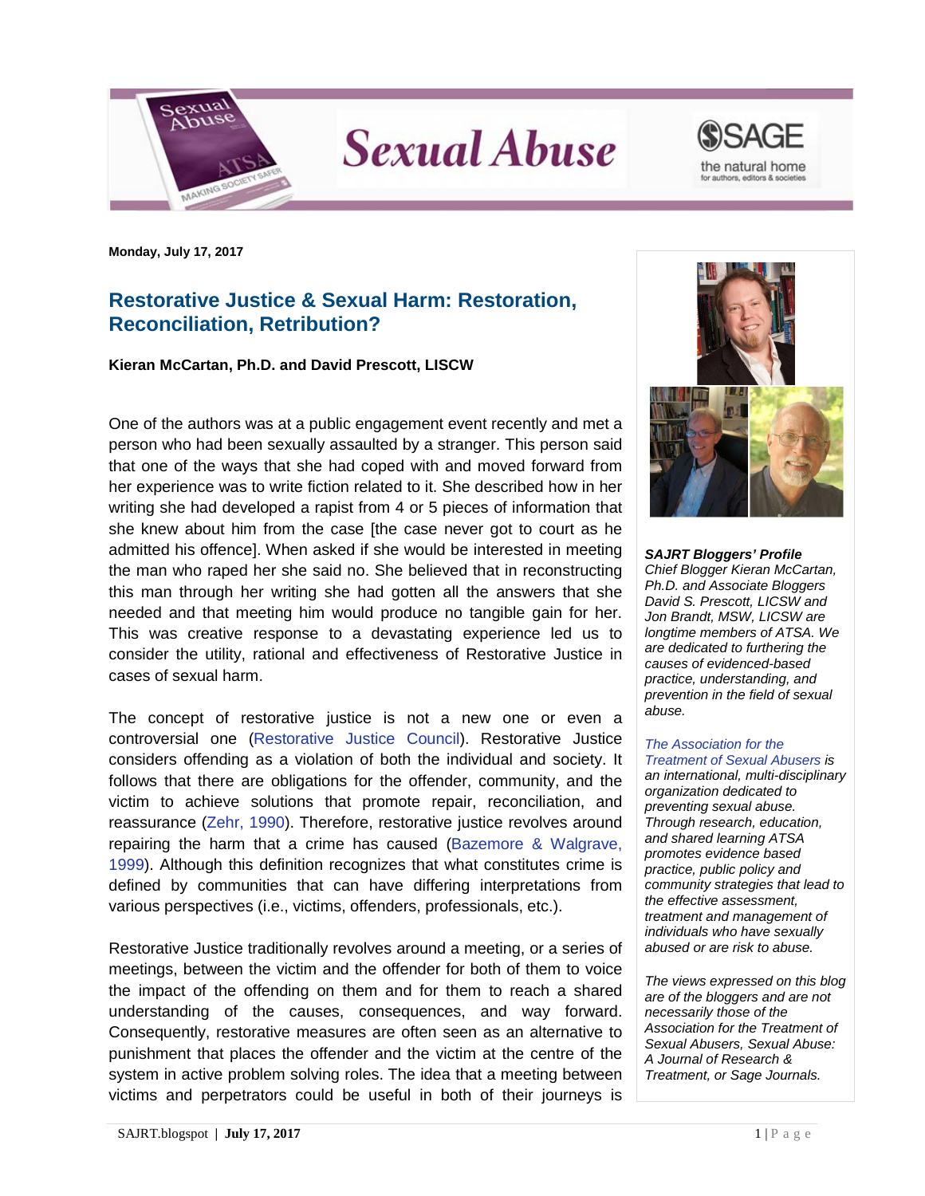Sexual Abuse

Monday, July 17, 2017

## Restorative Justice & Sexual Harm: Restoration, Reconciliation, Retribution?

**Kieran McCartan, Ph.D. and David Prescott, LISCW**

One of the authors was at a public engagement event recently and met a person who had been sexually assaulted by a stranger. This person said that one of the ways that she had coped with and moved forward from her experience was to write fiction related to it. She described how in her writing she had developed a rapist from 4 or 5 pieces of information that she knew about him from the case [the case never got to court as he admitted his offence]. When asked if she would be interested in meeting the man who raped her she said no. She believed that in reconstructing this man through her writing she had gotten all the answers that she needed and that meeting him would produce no tangible gain for her. This was creative response to a devastating experience led us to consider the utility, rational and effectiveness of Restorative Justice in cases of sexual harm.

The concept of restorative justice is not a new one or even a controversial one (Restorative Justice Council). Restorative Justice considers offending as a violation of both the individual and society. It follows that there are obligations for the offender, community, and the victim to achieve solutions that promote repair, reconciliation, and reassurance (Zehr, 1990). Therefore, restorative justice revolves around repairing the harm that a crime has caused (Bazemore & Walgrave, 1999). Although this definition recognizes that what constitutes crime is defined by communities that can have differing interpretations from various perspectives (i.e., victims, offenders, professionals, etc.).

Restorative Justice traditionally revolves around a meeting, or a series of meetings, between the victim and the offender for both of them to voice the impact of the offending on them and for them to reach a shared understanding of the causes, consequences, and way forward. Consequently, restorative measures are often seen as an alternative to punishment that places the offender and the victim at the centre of the system in active problem solving roles. The idea that a meeting between victims and perpetrators could be useful in both of their journeys is

***SAJRT Bloggers' Profile***
*Chief Blogger Kieran McCartan, Ph.D. and Associate Bloggers David S. Prescott, LICSW and Jon Brandt, MSW, LICSW are longtime members of ATSA. We are dedicated to furthering the causes of evidenced-based practice, understanding, and prevention in the field of sexual abuse.*

*The Association for the Treatment of Sexual Abusers is an international, multi-disciplinary organization dedicated to preventing sexual abuse. Through research, education, and shared learning ATSA promotes evidence based practice, public policy and community strategies that lead to the effective assessment, treatment and management of individuals who have sexually abused or are risk to abuse.*

*The views expressed on this blog are of the bloggers and are not necessarily those of the Association for the Treatment of Sexual Abusers, Sexual Abuse: A Journal of Research & Treatment, or Sage Journals.*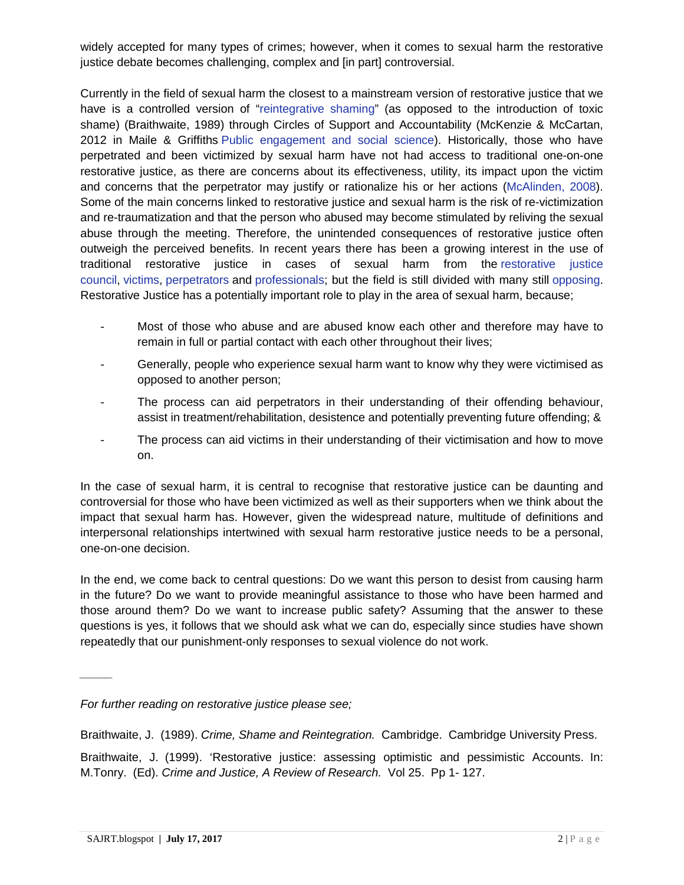widely accepted for many types of crimes; however, when it comes to sexual harm the restorative justice debate becomes challenging, complex and [in part] controversial.

Currently in the field of sexual harm the closest to a mainstream version of restorative justice that we have is a controlled version of "reintegrative shaming" (as opposed to the introduction of toxic shame) (Braithwaite, 1989) through Circles of Support and Accountability (McKenzie & McCartan, 2012 in Maile & Griffiths Public engagement and social science). Historically, those who have perpetrated and been victimized by sexual harm have not had access to traditional one-on-one restorative justice, as there are concerns about its effectiveness, utility, its impact upon the victim and concerns that the perpetrator may justify or rationalize his or her actions (McAlinden, 2008). Some of the main concerns linked to restorative justice and sexual harm is the risk of re-victimization and re-traumatization and that the person who abused may become stimulated by reliving the sexual abuse through the meeting. Therefore, the unintended consequences of restorative justice often outweigh the perceived benefits. In recent years there has been a growing interest in the use of traditional restorative justice in cases of sexual harm from the restorative justice council, victims, perpetrators and professionals; but the field is still divided with many still opposing. Restorative Justice has a potentially important role to play in the area of sexual harm, because;

- Most of those who abuse and are abused know each other and therefore may have to remain in full or partial contact with each other throughout their lives;
- Generally, people who experience sexual harm want to know why they were victimised as opposed to another person;
- The process can aid perpetrators in their understanding of their offending behaviour, assist in treatment/rehabilitation, desistence and potentially preventing future offending; &
- The process can aid victims in their understanding of their victimisation and how to move on.

In the case of sexual harm, it is central to recognise that restorative justice can be daunting and controversial for those who have been victimized as well as their supporters when we think about the impact that sexual harm has. However, given the widespread nature, multitude of definitions and interpersonal relationships intertwined with sexual harm restorative justice needs to be a personal, one-on-one decision.

In the end, we come back to central questions: Do we want this person to desist from causing harm in the future? Do we want to provide meaningful assistance to those who have been harmed and those around them? Do we want to increase public safety? Assuming that the answer to these questions is yes, it follows that we should ask what we can do, especially since studies have shown repeatedly that our punishment-only responses to sexual violence do not work.

\_\_\_\_\_

*For further reading on restorative justice please see;*

Braithwaite, J. (1989). *Crime, Shame and Reintegration.* Cambridge. Cambridge University Press.

Braithwaite, J. (1999). 'Restorative justice: assessing optimistic and pessimistic Accounts. In: M.Tonry. (Ed). *Crime and Justice, A Review of Research.* Vol 25. Pp 1- 127.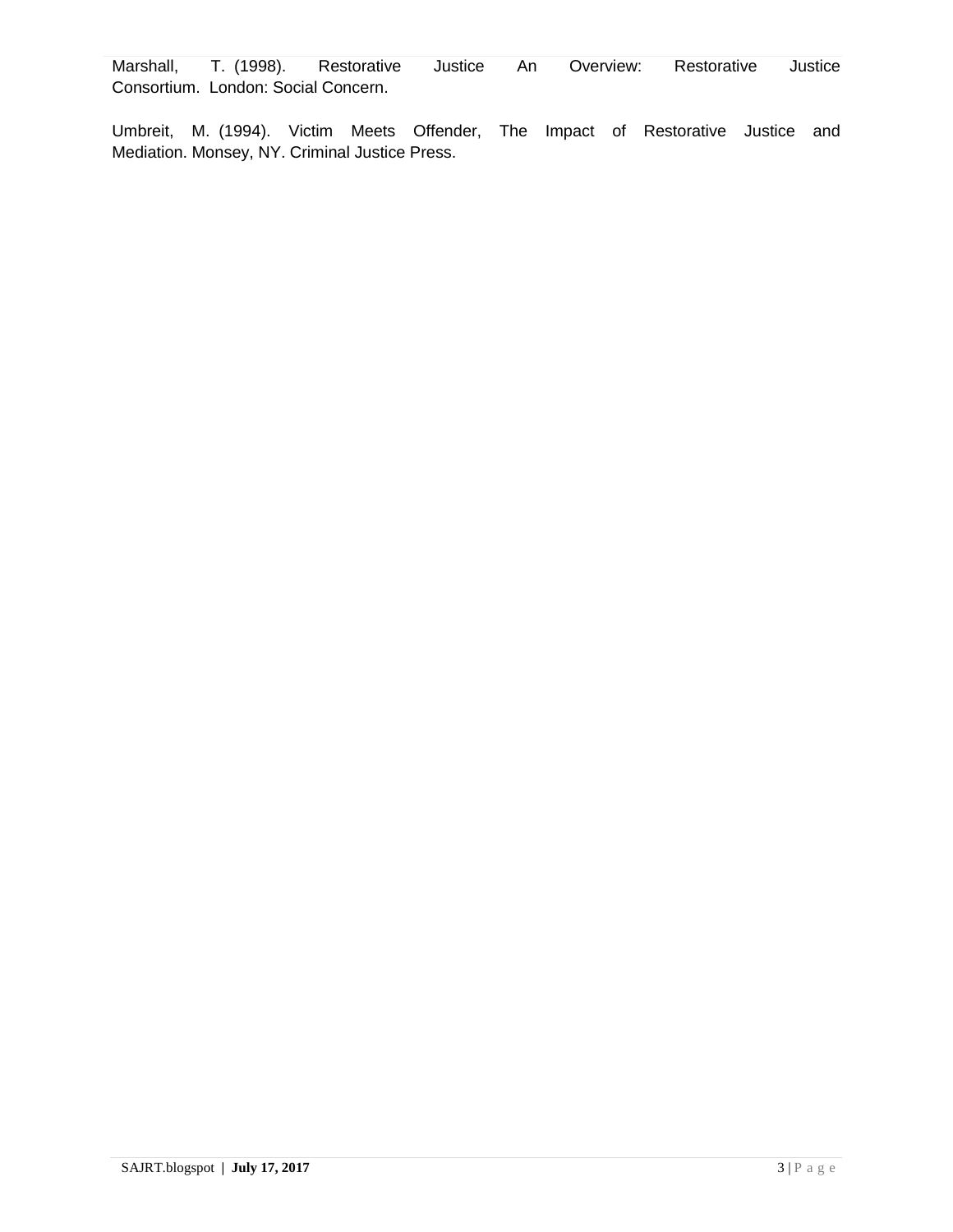Marshall, T. (1998). Restorative Justice An Overview: Restorative Justice Consortium. London: Social Concern.

Umbreit, M. (1994). Victim Meets Offender, The Impact of Restorative Justice and Mediation. Monsey, NY. Criminal Justice Press.